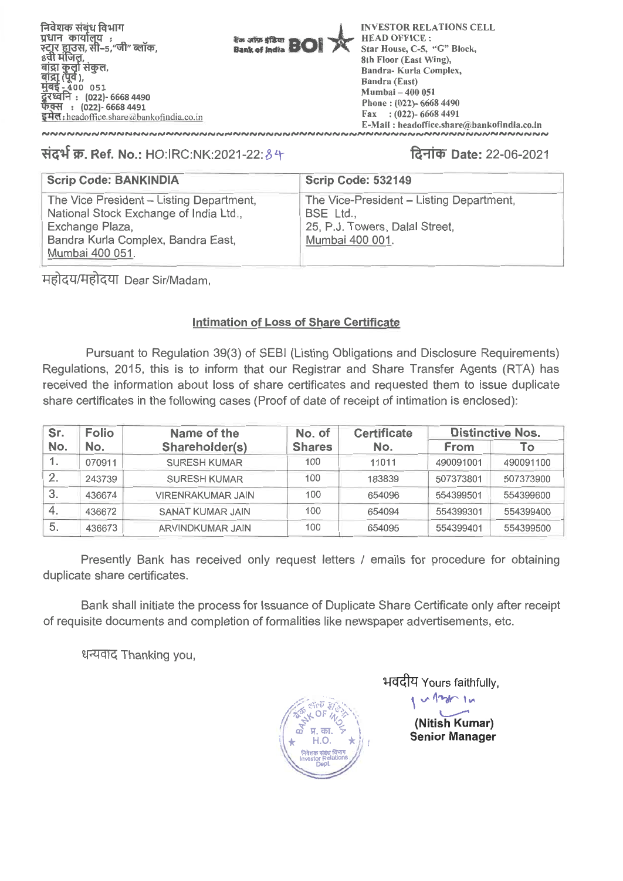निवेशक संबंध विभाग
प्रधान कार्यालय :
स्टार हाउस, सी–5,"जी" ब्लॉक,
8वी मंजिल,
बांद्रा कुर्ला संकुल,
बांद्रा (पूर्व),
मुंबई - 400 051
दूरध्वनि : (022)- 6668 4490
फैक्स : (022)- 6668 4491
इमेल : headoffice.share@bankofindia.co.in

बैंक ऑफ इंडिया Bank of India BOI

INVESTOR RELATIONS CELL
HEAD OFFICE :
Star House, C-5, "G" Block,
8th Floor (East Wing),
Bandra- Kurla Complex,
Bandra (East)
Mumbai – 400 051
Phone : (022)- 6668 4490
Fax : (022)- 6668 4491
E-Mail : headoffice.share@bankofindia.co.in

संदर्भ क्र. Ref. No.: HO:IRC:NK:2021-22:84

दिनांक Date: 22-06-2021

| Scrip Code: BANKINDIA | Scrip Code: 532149 |
|---|---|
| The Vice President – Listing Department, National Stock Exchange of India Ltd., Exchange Plaza, Bandra Kurla Complex, Bandra East, Mumbai 400 051. | The Vice-President – Listing Department, BSE Ltd., 25, P.J. Towers, Dalal Street, Mumbai 400 001. |

महोदय/महोदया Dear Sir/Madam,

## Intimation of Loss of Share Certificate

Pursuant to Regulation 39(3) of SEBI (Listing Obligations and Disclosure Requirements) Regulations, 2015, this is to inform that our Registrar and Share Transfer Agents (RTA) has received the information about loss of share certificates and requested them to issue duplicate share certificates in the following cases (Proof of date of receipt of intimation is enclosed):

| Sr. No. | Folio No. | Name of the Shareholder(s) | No. of Shares | Certificate No. | Distinctive Nos. | |
|---|---|---|---|---|---|---|
| | | | | | From | To |
| 1. | 070911 | SURESH KUMAR | 100 | 11011 | 490091001 | 490091100 |
| 2. | 243739 | SURESH KUMAR | 100 | 183839 | 507373801 | 507373900 |
| 3. | 436674 | VIRENRAKUMAR JAIN | 100 | 654096 | 554399501 | 554399600 |
| 4. | 436672 | SANAT KUMAR JAIN | 100 | 654094 | 554399301 | 554399400 |
| 5. | 436673 | ARVINDKUMAR JAIN | 100 | 654095 | 554399401 | 554399500 |

Presently Bank has received only request letters / emails for procedure for obtaining duplicate share certificates.

Bank shall initiate the process for Issuance of Duplicate Share Certificate only after receipt of requisite documents and completion of formalities like newspaper advertisements, etc.

धन्यवाद Thanking you,

भवदीय Yours faithfully,

**(Nitish Kumar)**
**Senior Manager**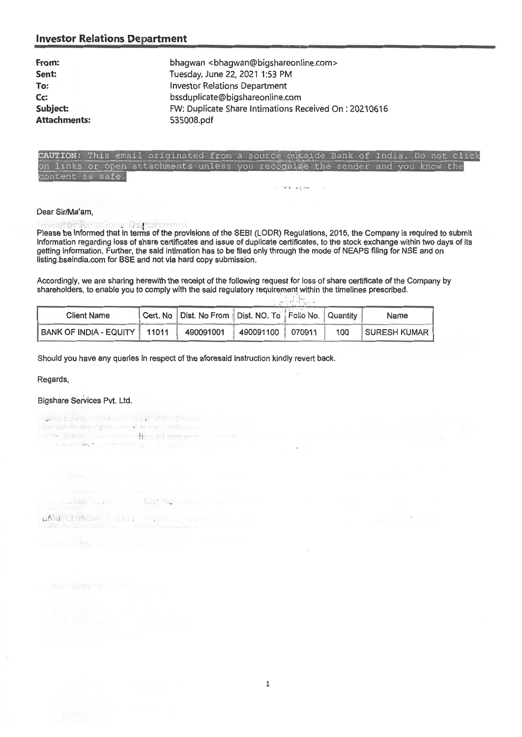## Investor Relations Department

| | |
|---|---|
| **From:** | bhagwan <bhagwan@bigshareonline.com> |
| **Sent:** | Tuesday, June 22, 2021 1:53 PM |
| **To:** | Investor Relations Department |
| **Cc:** | bssduplicate@bigshareonline.com |
| **Subject:** | FW: Duplicate Share Intimations Received On : 20210616 |
| **Attachments:** | 535008.pdf |

CAUTION: This email originated from a source outside Bank of India. Do not click on links or open attachments unless you recognize the sender and you know the content is safe.

Dear Sir/Ma'am,

Please be informed that in terms of the provisions of the SEBI (LODR) Regulations, 2015, the Company is required to submit information regarding loss of share certificates and issue of duplicate certificates, to the stock exchange within two days of its getting information. Further, the said intimation has to be filed only through the mode of NEAPS filing for NSE and on listing.bseindia.com for BSE and not via hard copy submission.

Accordingly, we are sharing herewith the receipt of the following request for loss of share certificate of the Company by shareholders, to enable you to comply with the said regulatory requirement within the timelines prescribed.

| Client Name | Cert. No | Dist. No From | Dist. NO. To | Folio No. | Quantity | Name |
|---|---|---|---|---|---|---|
| BANK OF INDIA - EQUITY | 11011 | 490091001 | 490091100 | 070911 | 100 | SURESH KUMAR |

Should you have any queries in respect of the aforesaid instruction kindly revert back.

Regards,

Bigshare Services Pvt. Ltd.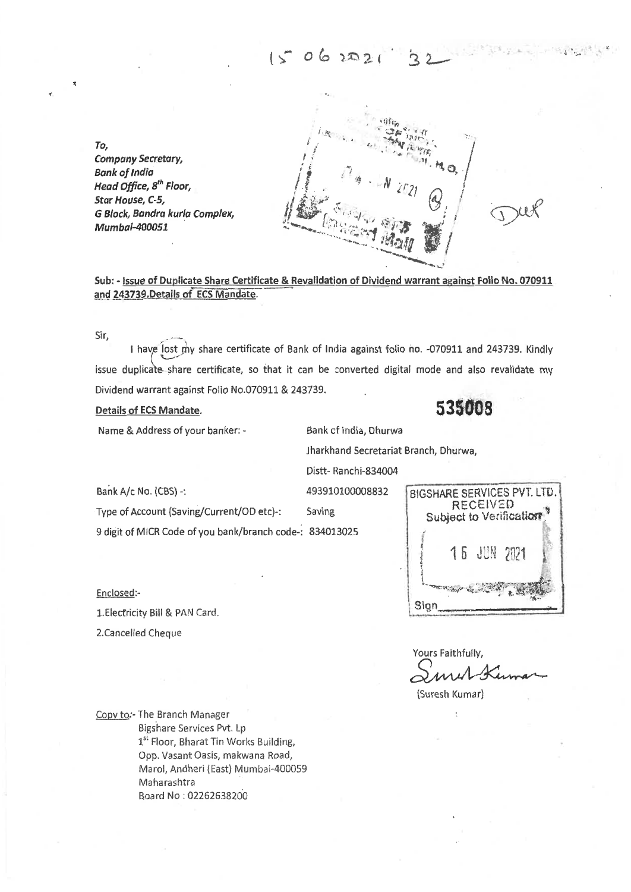15 06 2021 32

*To,*
*Company Secretary,*
*Bank of India*
*Head Office, 8th Floor,*
*Star House, C-5,*
*G Block, Bandra kurla Complex,*
*Mumbai-400051*

Dup

**Sub: - Issue of Duplicate Share Certificate & Revalidation of Dividend warrant against Folio No. 070911 and 243739.Details of ECS Mandate.**

Sir,

I have lost my share certificate of Bank of India against folio no. -070911 and 243739. Kindly issue duplicate share certificate, so that it can be converted digital mode and also revalidate my Dividend warrant against Folio No.070911 & 243739.

**Details of ECS Mandate.**

**535008**

Name & Address of your banker: - Bank of India, Dhurwa
Jharkhand Secretariat Branch, Dhurwa,
Distt- Ranchi-834004

Bank A/c No. (CBS) -: 493910100008832

Type of Account (Saving/Current/OD etc)-: Saving

9 digit of MICR Code of you bank/branch code-: 834013025

BIGSHARE SERVICES PVT. LTD.
RECEIVED
Subject to Verification
16 JUN 2021
Sign

Enclosed:-

1. Electricity Bill & PAN Card.
2. Cancelled Cheque

Yours Faithfully,

(Suresh Kumar)

Copy to:- The Branch Manager
Bigshare Services Pvt. Lp
1st Floor, Bharat Tin Works Building,
Opp. Vasant Oasis, makwana Road,
Marol, Andheri (East) Mumbai-400059
Maharashtra
Board No : 02262638200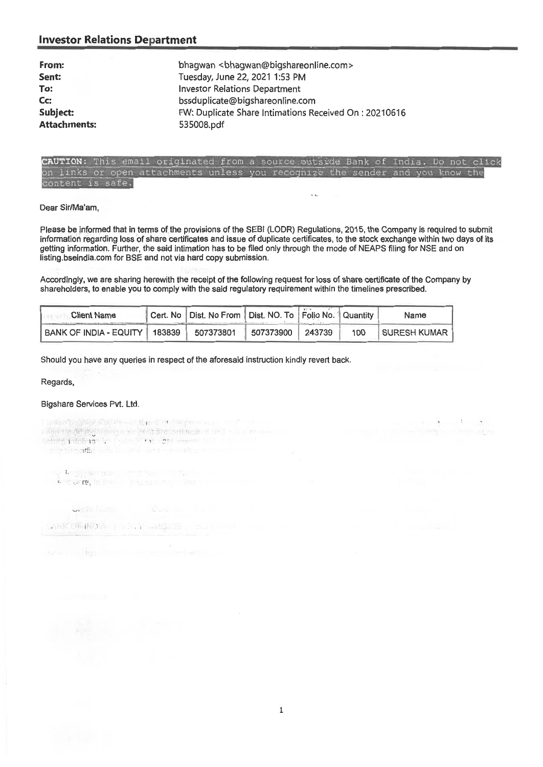## Investor Relations Department

| | |
|---|---|
| **From:** | bhagwan <bhagwan@bigshareonline.com> |
| **Sent:** | Tuesday, June 22, 2021 1:53 PM |
| **To:** | Investor Relations Department |
| **Cc:** | bssduplicate@bigshareonline.com |
| **Subject:** | FW: Duplicate Share Intimations Received On : 20210616 |
| **Attachments:** | 535008.pdf |

**CAUTION:** This email originated from a source outside Bank of India. Do not click on links or open attachments unless you recognize the sender and you know the content is safe.

Dear Sir/Ma'am,

Please be informed that in terms of the provisions of the SEBI (LODR) Regulations, 2015, the Company is required to submit information regarding loss of share certificates and issue of duplicate certificates, to the stock exchange within two days of its getting information. Further, the said intimation has to be filed only through the mode of NEAPS filing for NSE and on listing.bseindia.com for BSE and not via hard copy submission.

Accordingly, we are sharing herewith the receipt of the following request for loss of share certificate of the Company by shareholders, to enable you to comply with the said regulatory requirement within the timelines prescribed.

| Client Name | Cert. No | Dist. No From | Dist. NO. To | Folio No. | Quantity | Name |
|---|---|---|---|---|---|---|
| BANK OF INDIA - EQUITY | 183839 | 507373801 | 507373900 | 243739 | 100 | SURESH KUMAR |

Should you have any queries in respect of the aforesaid instruction kindly revert back.

Regards,

Bigshare Services Pvt. Ltd.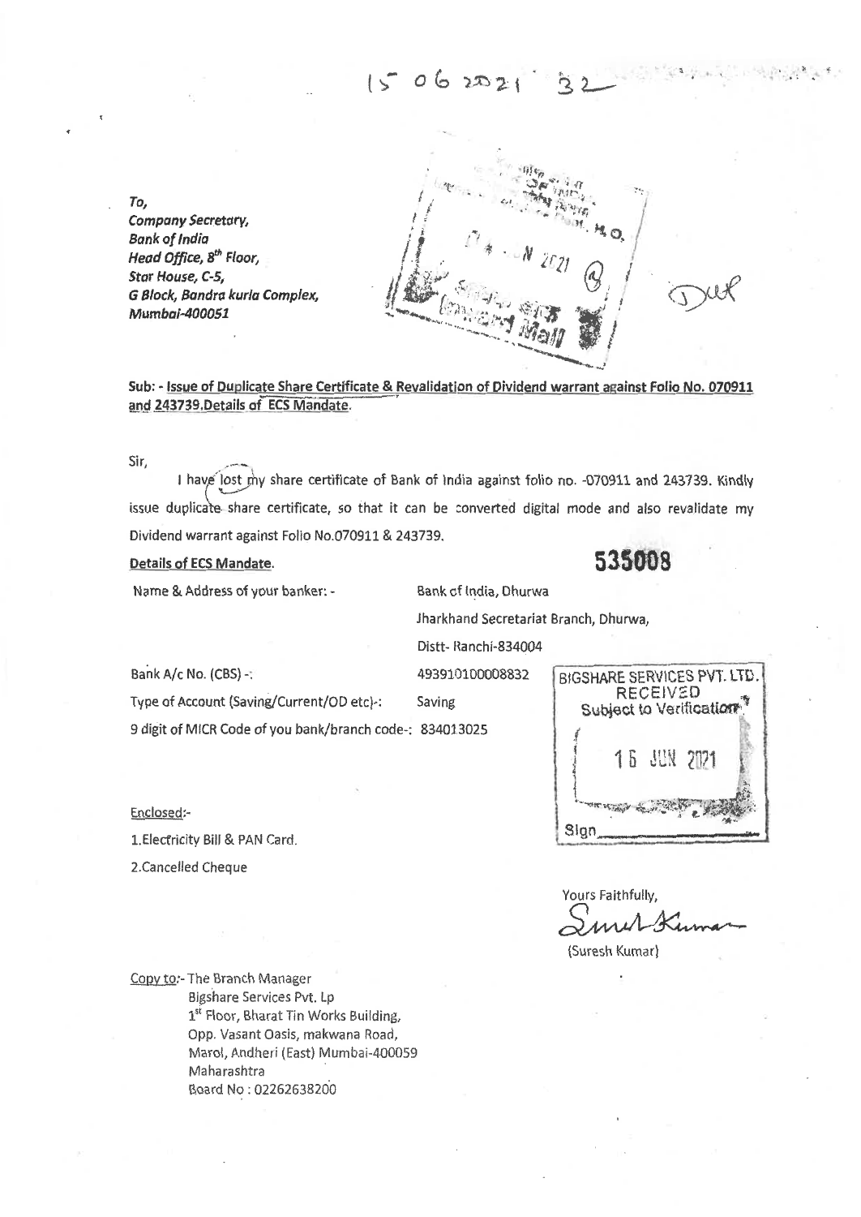15 06 2021 32

*To,*
*Company Secretary,*
*Bank of India*
*Head Office, 8th Floor,*
*Star House, C-5,*
*G Block, Bandra kurla Complex,*
*Mumbai-400051*

**Sub: - Issue of Duplicate Share Certificate & Revalidation of Dividend warrant against Folio No. 070911 and 243739.Details of ECS Mandate.**

Sir,

I have lost my share certificate of Bank of India against folio no. -070911 and 243739. Kindly issue duplicate share certificate, so that it can be converted digital mode and also revalidate my Dividend warrant against Folio No.070911 & 243739.

**Details of ECS Mandate.**

535008

| | |
|---|---|
| Name & Address of your banker: - | Bank of India, Dhurwa<br>Jharkhand Secretariat Branch, Dhurwa,<br>Distt- Ranchi-834004 |
| Bank A/c No. (CBS) -: | 493910100008832 |
| Type of Account (Saving/Current/OD etc)-: | Saving |
| 9 digit of MICR Code of you bank/branch code-: | 834013025 |

BIGSHARE SERVICES PVT. LTD.
RECEIVED
Subject to Verification
16 JUN 2021
Sign

Enclosed:-

1.Electricity Bill & PAN Card.

2.Cancelled Cheque

Yours Faithfully,

(Suresh Kumar)

Copy to:- The Branch Manager
Bigshare Services Pvt. Lp
1st Floor, Bharat Tin Works Building,
Opp. Vasant Oasis, makwana Road,
Marol, Andheri (East) Mumbai-400059
Maharashtra
Board No : 02262638200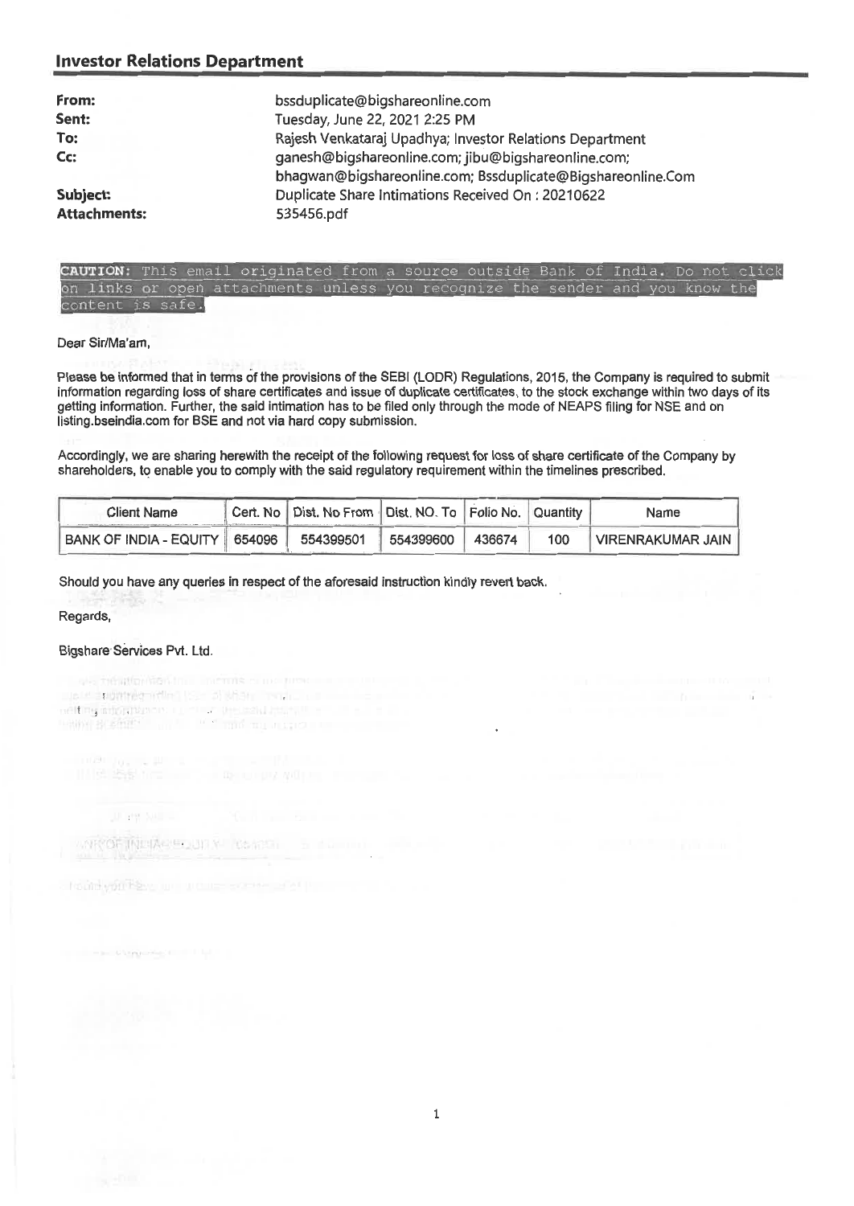## Investor Relations Department

| | |
|---|---|
| **From:** | bssduplicate@bigshareonline.com |
| **Sent:** | Tuesday, June 22, 2021 2:25 PM |
| **To:** | Rajesh Venkataraj Upadhya; Investor Relations Department |
| **Cc:** | ganesh@bigshareonline.com; jibu@bigshareonline.com; bhagwan@bigshareonline.com; Bssduplicate@Bigshareonline.Com |
| **Subject:** | Duplicate Share Intimations Received On : 20210622 |
| **Attachments:** | 535456.pdf |

**CAUTION:** This email originated from a source outside Bank of India. Do not click on links or open attachments unless you recognize the sender and you know the content is safe.

Dear Sir/Ma'am,

Please be informed that in terms of the provisions of the SEBI (LODR) Regulations, 2015, the Company is required to submit information regarding loss of share certificates and issue of duplicate certificates, to the stock exchange within two days of its getting information. Further, the said intimation has to be filed only through the mode of NEAPS filing for NSE and on listing.bseindia.com for BSE and not via hard copy submission.

Accordingly, we are sharing herewith the receipt of the following request for loss of share certificate of the Company by shareholders, to enable you to comply with the said regulatory requirement within the timelines prescribed.

| Client Name | Cert. No | Dist. No From | Dist. NO. To | Folio No. | Quantity | Name |
|---|---|---|---|---|---|---|
| BANK OF INDIA - EQUITY | 654096 | 554399501 | 554399600 | 436674 | 100 | VIRENRAKUMAR JAIN |

Should you have any queries in respect of the aforesaid instruction kindly revert back.

Regards,

Bigshare Services Pvt. Ltd.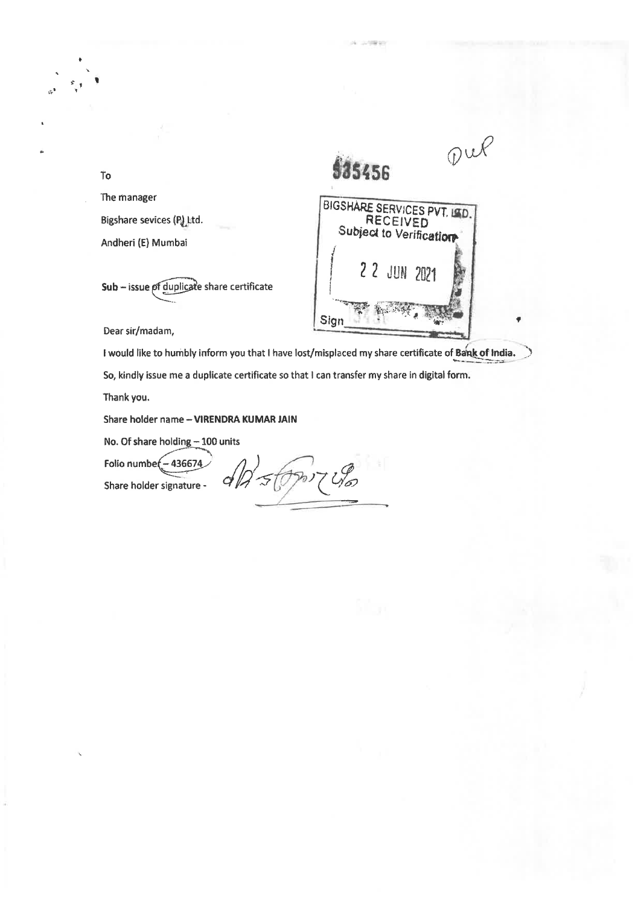Dup

535456

BIGSHARE SERVICES PVT. LTD.
RECEIVED
Subject to Verification

22 JUN 2021

Sign

To

The manager

Bigshare sevices (P) Ltd.

Andheri (E) Mumbai

**Sub** – issue of duplicate share certificate

Dear sir/madam,

I would like to humbly inform you that I have lost/misplaced my share certificate of **Bank of India.**

So, kindly issue me a duplicate certificate so that I can transfer my share in digital form.

Thank you.

Share holder name – **VIRENDRA KUMAR JAIN**

No. Of share holding – 100 units

Folio number – 436674

Share holder signature -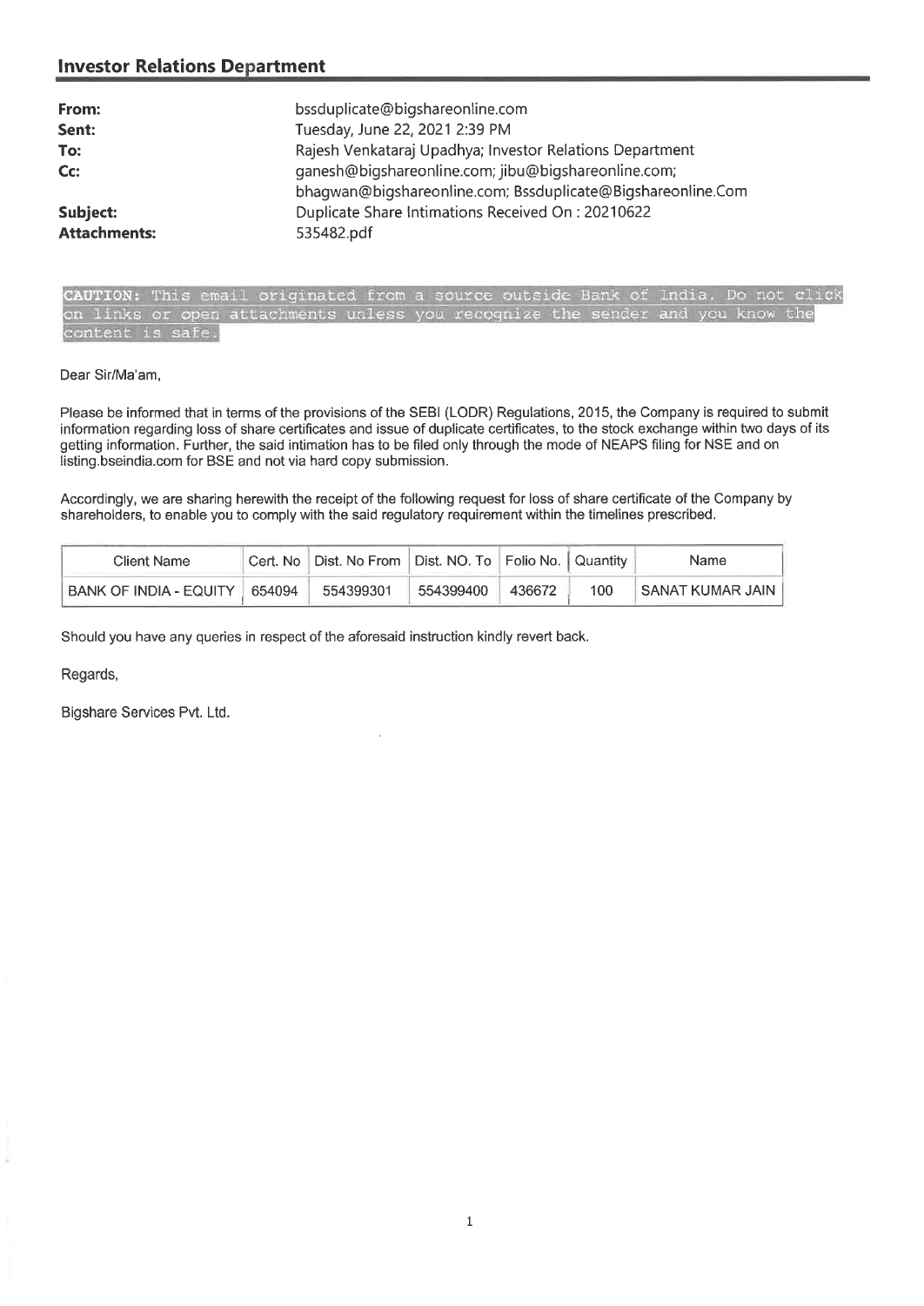## Investor Relations Department

| | |
|---|---|
| **From:** | bssduplicate@bigshareonline.com |
| **Sent:** | Tuesday, June 22, 2021 2:39 PM |
| **To:** | Rajesh Venkataraj Upadhya; Investor Relations Department |
| **Cc:** | ganesh@bigshareonline.com; jibu@bigshareonline.com; bhagwan@bigshareonline.com; Bssduplicate@Bigshareonline.Com |
| **Subject:** | Duplicate Share Intimations Received On : 20210622 |
| **Attachments:** | 535482.pdf |

**CAUTION:** This email originated from a source outside Bank of India. Do not click on links or open attachments unless you recognize the sender and you know the content is safe.

Dear Sir/Ma'am,

Please be informed that in terms of the provisions of the SEBI (LODR) Regulations, 2015, the Company is required to submit information regarding loss of share certificates and issue of duplicate certificates, to the stock exchange within two days of its getting information. Further, the said intimation has to be filed only through the mode of NEAPS filing for NSE and on listing.bseindia.com for BSE and not via hard copy submission.

Accordingly, we are sharing herewith the receipt of the following request for loss of share certificate of the Company by shareholders, to enable you to comply with the said regulatory requirement within the timelines prescribed.

| Client Name | Cert. No | Dist. No From | Dist. NO. To | Folio No. | Quantity | Name |
|---|---|---|---|---|---|---|
| BANK OF INDIA - EQUITY | 654094 | 554399301 | 554399400 | 436672 | 100 | SANAT KUMAR JAIN |

Should you have any queries in respect of the aforesaid instruction kindly revert back.

Regards,

Bigshare Services Pvt. Ltd.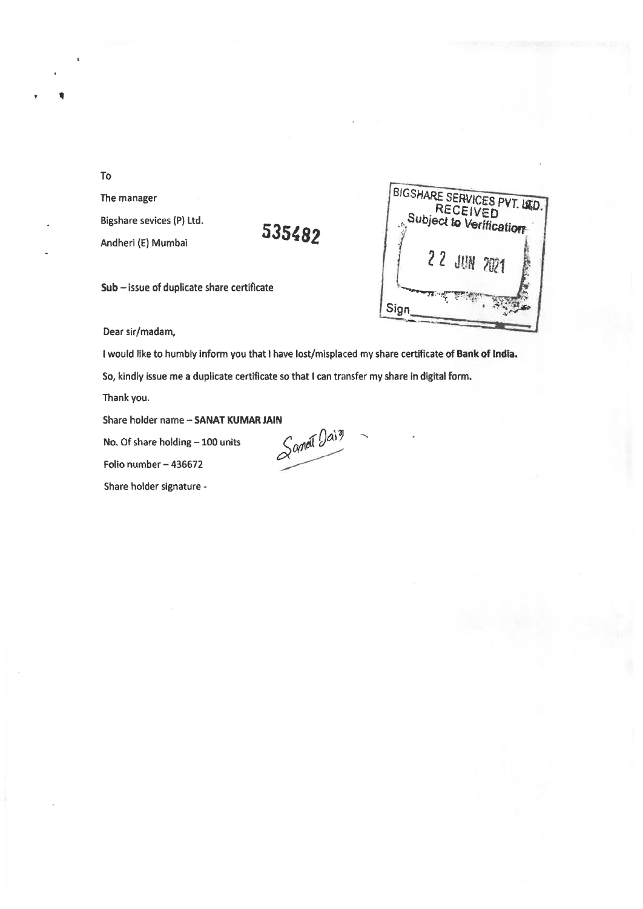To

The manager

Bigshare sevices (P) Ltd.

Andheri (E) Mumbai

535482

BIGSHARE SERVICES PVT. LTD.
RECEIVED
Subject to Verification

22 JUN 2021

Sign

**Sub** – issue of duplicate share certificate

Dear sir/madam,

I would like to humbly inform you that I have lost/misplaced my share certificate of **Bank of India.**

So, kindly issue me a duplicate certificate so that I can transfer my share in digital form.

Thank you.

Share holder name – **SANAT KUMAR JAIN**

No. Of share holding – 100 units

Folio number – 436672

Share holder signature -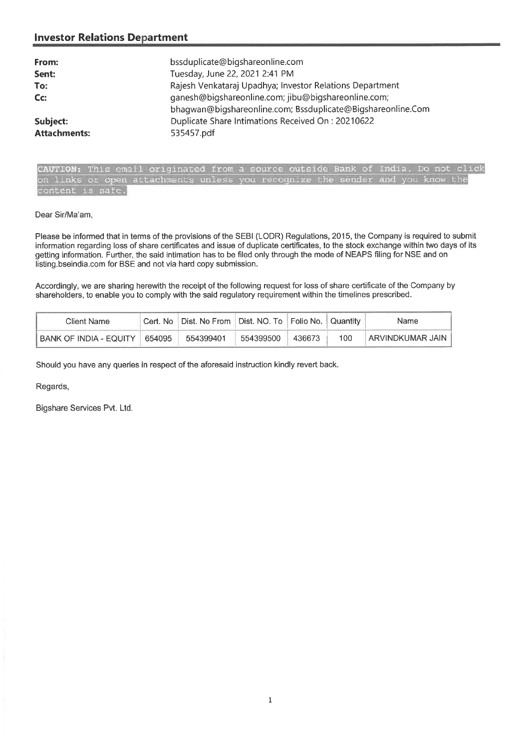## Investor Relations Department

| | |
|---|---|
| **From:** | bssduplicate@bigshareonline.com |
| **Sent:** | Tuesday, June 22, 2021 2:41 PM |
| **To:** | Rajesh Venkataraj Upadhya; Investor Relations Department |
| **Cc:** | ganesh@bigshareonline.com; jibu@bigshareonline.com; bhagwan@bigshareonline.com; Bssduplicate@Bigshareonline.Com |
| **Subject:** | Duplicate Share Intimations Received On : 20210622 |
| **Attachments:** | 535457.pdf |

CAUTION: This email originated from a source outside Bank of India. Do not click on links or open attachments unless you recognize the sender and you know the content is safe.

Dear Sir/Ma'am,

Please be informed that in terms of the provisions of the SEBI (LODR) Regulations, 2015, the Company is required to submit information regarding loss of share certificates and issue of duplicate certificates, to the stock exchange within two days of its getting information. Further, the said intimation has to be filed only through the mode of NEAPS filing for NSE and on listing.bseindia.com for BSE and not via hard copy submission.

Accordingly, we are sharing herewith the receipt of the following request for loss of share certificate of the Company by shareholders, to enable you to comply with the said regulatory requirement within the timelines prescribed.

| Client Name | Cert. No | Dist. No From | Dist. NO. To | Folio No. | Quantity | Name |
|---|---|---|---|---|---|---|
| BANK OF INDIA - EQUITY | 654095 | 554399401 | 554399500 | 436673 | 100 | ARVINDKUMAR JAIN |

Should you have any queries in respect of the aforesaid instruction kindly revert back.

Regards,

Bigshare Services Pvt. Ltd.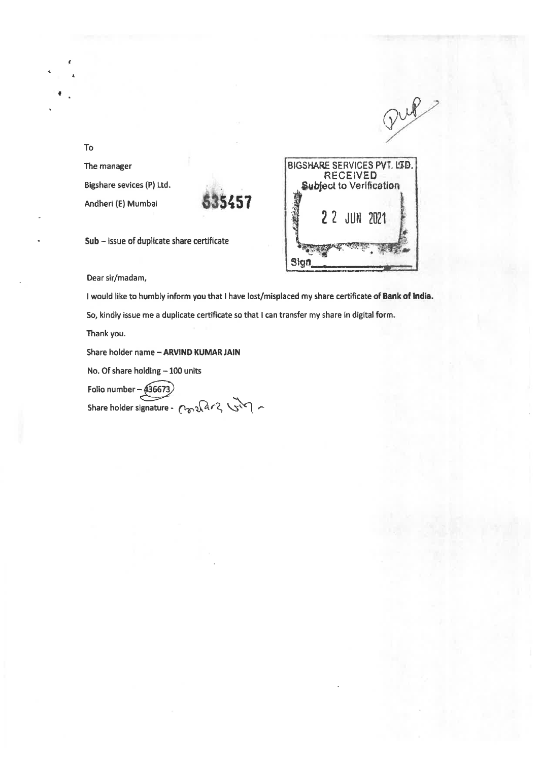Dup

To

The manager

Bigshare sevices (P) Ltd.

Andheri (E) Mumbai

635457

BIGSHARE SERVICES PVT. LTD.
RECEIVED
Subject to Verification

22 JUN 2021

Sign

**Sub** – issue of duplicate share certificate

Dear sir/madam,

I would like to humbly inform you that I have lost/misplaced my share certificate of **Bank of India.**

So, kindly issue me a duplicate certificate so that I can transfer my share in digital form.

Thank you.

Share holder name – **ARVIND KUMAR JAIN**

No. Of share holding – 100 units

Folio number – 436673

Share holder signature - अरविन्द जैन